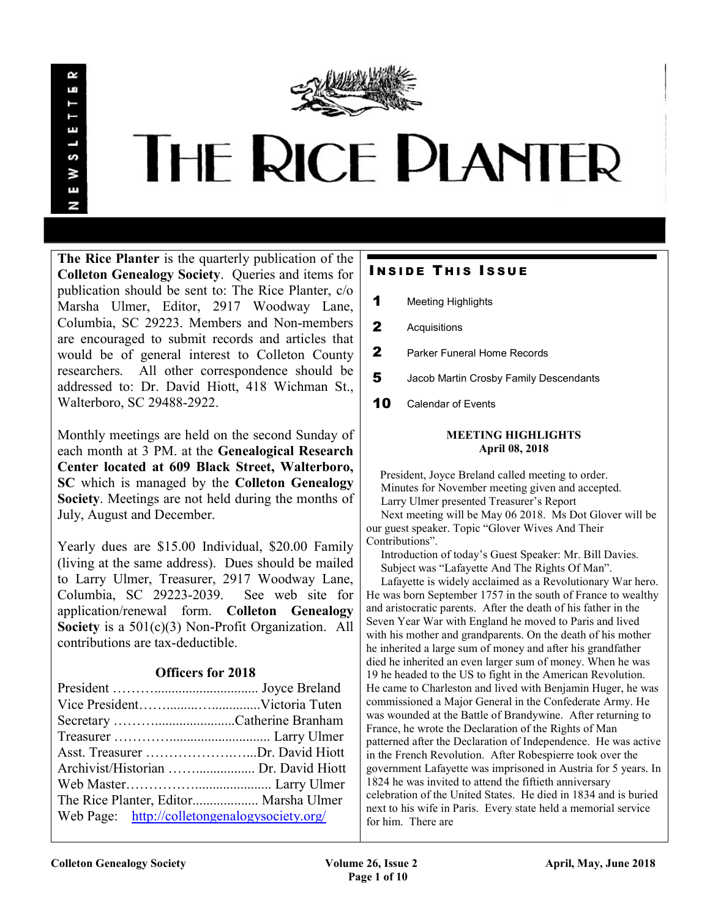# THE RICE PLANTER

NEWSLETTER

**The Rice Planter** is the quarterly publication of the **Colleton Genealogy Society**. Queries and items for publication should be sent to: The Rice Planter, c/o Marsha Ulmer, Editor, 2917 Woodway Lane, Columbia, SC 29223. Members and Non-members are encouraged to submit records and articles that would be of general interest to Colleton County researchers. All other correspondence should be addressed to: Dr. David Hiott, 418 Wichman St., Walterboro, SC 29488-2922.

Monthly meetings are held on the second Sunday of each month at 3 PM. at the **Genealogical Research Center located at 609 Black Street, Walterboro, SC** which is managed by the **Colleton Genealogy Society**. Meetings are not held during the months of July, August and December.

Yearly dues are $15.00 Individual, $20.00 Family (living at the same address). Dues should be mailed to Larry Ulmer, Treasurer, 2917 Woodway Lane, Columbia, SC 29223-2039. See web site for application/renewal form. **Colleton Genealogy Society** is a 501(c)(3) Non-Profit Organization. All contributions are tax-deductible.

### Officers for 2018

President ……….............................. Joyce Breland
Vice President…….......…..............Victoria Tuten
Secretary ……….......................Catherine Branham
Treasurer ………….......................... Larry Ulmer
Asst. Treasurer ………………….…...Dr. David Hiott
Archivist/Historian ……................. Dr. David Hiott
Web Master………………..................... Larry Ulmer
The Rice Planter, Editor................... Marsha Ulmer
Web Page: http://colletongenalogysociety.org/

## INSIDE THIS ISSUE

**1** Meeting Highlights
**2** Acquisitions
**2** Parker Funeral Home Records
**5** Jacob Martin Crosby Family Descendants
**10** Calendar of Events

### MEETING HIGHLIGHTS
### April 08, 2018

President, Joyce Breland called meeting to order.
Minutes for November meeting given and accepted.
Larry Ulmer presented Treasurer's Report
Next meeting will be May 06 2018. Ms Dot Glover will be our guest speaker. Topic "Glover Wives And Their Contributions".
Introduction of today's Guest Speaker: Mr. Bill Davies. Subject was "Lafayette And The Rights Of Man".

Lafayette is widely acclaimed as a Revolutionary War hero. He was born September 1757 in the south of France to wealthy and aristocratic parents. After the death of his father in the Seven Year War with England he moved to Paris and lived with his mother and grandparents. On the death of his mother he inherited a large sum of money and after his grandfather died he inherited an even larger sum of money. When he was 19 he headed to the US to fight in the American Revolution. He came to Charleston and lived with Benjamin Huger, he was commissioned a Major General in the Confederate Army. He was wounded at the Battle of Brandywine. After returning to France, he wrote the Declaration of the Rights of Man patterned after the Declaration of Independence. He was active in the French Revolution. After Robespierre took over the government Lafayette was imprisoned in Austria for 5 years. In 1824 he was invited to attend the fiftieth anniversary celebration of the United States. He died in 1834 and is buried next to his wife in Paris. Every state held a memorial service for him. There are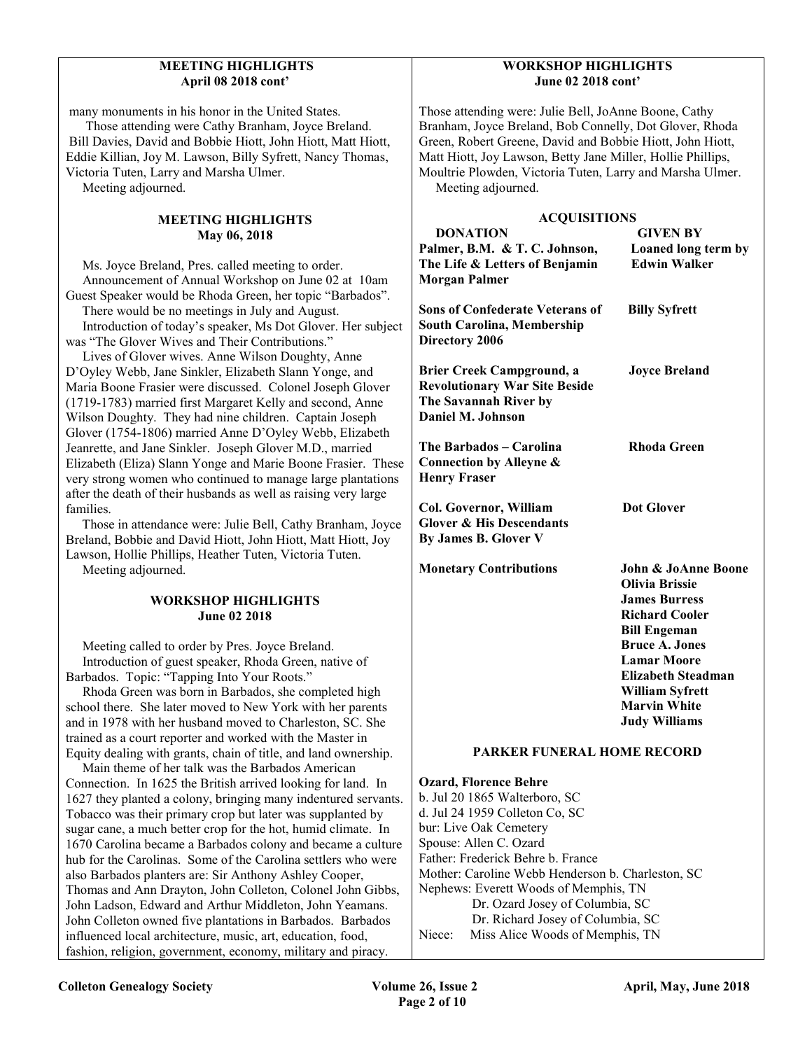## MEETING HIGHLIGHTS
### April 08 2018 cont'

many monuments in his honor in the United States.

Those attending were Cathy Branham, Joyce Breland. Bill Davies, David and Bobbie Hiott, John Hiott, Matt Hiott, Eddie Killian, Joy M. Lawson, Billy Syfrett, Nancy Thomas, Victoria Tuten, Larry and Marsha Ulmer.

Meeting adjourned.

## MEETING HIGHLIGHTS
### May 06, 2018

Ms. Joyce Breland, Pres. called meeting to order.

Announcement of Annual Workshop on June 02 at 10am Guest Speaker would be Rhoda Green, her topic "Barbados".

There would be no meetings in July and August.

Introduction of today's speaker, Ms Dot Glover. Her subject was "The Glover Wives and Their Contributions."

Lives of Glover wives. Anne Wilson Doughty, Anne D'Oyley Webb, Jane Sinkler, Elizabeth Slann Yonge, and Maria Boone Frasier were discussed. Colonel Joseph Glover (1719-1783) married first Margaret Kelly and second, Anne Wilson Doughty. They had nine children. Captain Joseph Glover (1754-1806) married Anne D'Oyley Webb, Elizabeth Jeanrette, and Jane Sinkler. Joseph Glover M.D., married Elizabeth (Eliza) Slann Yonge and Marie Boone Frasier. These very strong women who continued to manage large plantations after the death of their husbands as well as raising very large families.

Those in attendance were: Julie Bell, Cathy Branham, Joyce Breland, Bobbie and David Hiott, John Hiott, Matt Hiott, Joy Lawson, Hollie Phillips, Heather Tuten, Victoria Tuten.

Meeting adjourned.

## WORKSHOP HIGHLIGHTS
### June 02 2018

Meeting called to order by Pres. Joyce Breland.

Introduction of guest speaker, Rhoda Green, native of Barbados. Topic: "Tapping Into Your Roots."

Rhoda Green was born in Barbados, she completed high school there. She later moved to New York with her parents and in 1978 with her husband moved to Charleston, SC. She trained as a court reporter and worked with the Master in Equity dealing with grants, chain of title, and land ownership.

Main theme of her talk was the Barbados American Connection. In 1625 the British arrived looking for land. In 1627 they planted a colony, bringing many indentured servants. Tobacco was their primary crop but later was supplanted by sugar cane, a much better crop for the hot, humid climate. In 1670 Carolina became a Barbados colony and became a culture hub for the Carolinas. Some of the Carolina settlers who were also Barbados planters are: Sir Anthony Ashley Cooper, Thomas and Ann Drayton, John Colleton, Colonel John Gibbs, John Ladson, Edward and Arthur Middleton, John Yeamans. John Colleton owned five plantations in Barbados. Barbados influenced local architecture, music, art, education, food, fashion, religion, government, economy, military and piracy.

## WORKSHOP HIGHLIGHTS
### June 02 2018 cont'

Those attending were: Julie Bell, JoAnne Boone, Cathy Branham, Joyce Breland, Bob Connelly, Dot Glover, Rhoda Green, Robert Greene, David and Bobbie Hiott, John Hiott, Matt Hiott, Joy Lawson, Betty Jane Miller, Hollie Phillips, Moultrie Plowden, Victoria Tuten, Larry and Marsha Ulmer.

Meeting adjourned.

## ACQUISITIONS

| DONATION | GIVEN BY |
|---|---|
| **Palmer, B.M. & T. C. Johnson, The Life & Letters of Benjamin Morgan Palmer** | **Loaned long term by Edwin Walker** |
| **Sons of Confederate Veterans of South Carolina, Membership Directory 2006** | **Billy Syfrett** |
| **Brier Creek Campground, a Revolutionary War Site Beside The Savannah River by Daniel M. Johnson** | **Joyce Breland** |
| **The Barbados – Carolina Connection by Alleyne & Henry Fraser** | **Rhoda Green** |
| **Col. Governor, William Glover & His Descendants By James B. Glover V** | **Dot Glover** |
| **Monetary Contributions** | **John & JoAnne Boone**<br>**Olivia Brissie**<br>**James Burress**<br>**Richard Cooler**<br>**Bill Engeman**<br>**Bruce A. Jones**<br>**Lamar Moore**<br>**Elizabeth Steadman**<br>**William Syfrett**<br>**Marvin White**<br>**Judy Williams** |

## PARKER FUNERAL HOME RECORD

**Ozard, Florence Behre**
b. Jul 20 1865 Walterboro, SC
d. Jul 24 1959 Colleton Co, SC
bur: Live Oak Cemetery
Spouse: Allen C. Ozard
Father: Frederick Behre b. France
Mother: Caroline Webb Henderson b. Charleston, SC
Nephews: Everett Woods of Memphis, TN
Dr. Ozard Josey of Columbia, SC
Dr. Richard Josey of Columbia, SC
Niece: Miss Alice Woods of Memphis, TN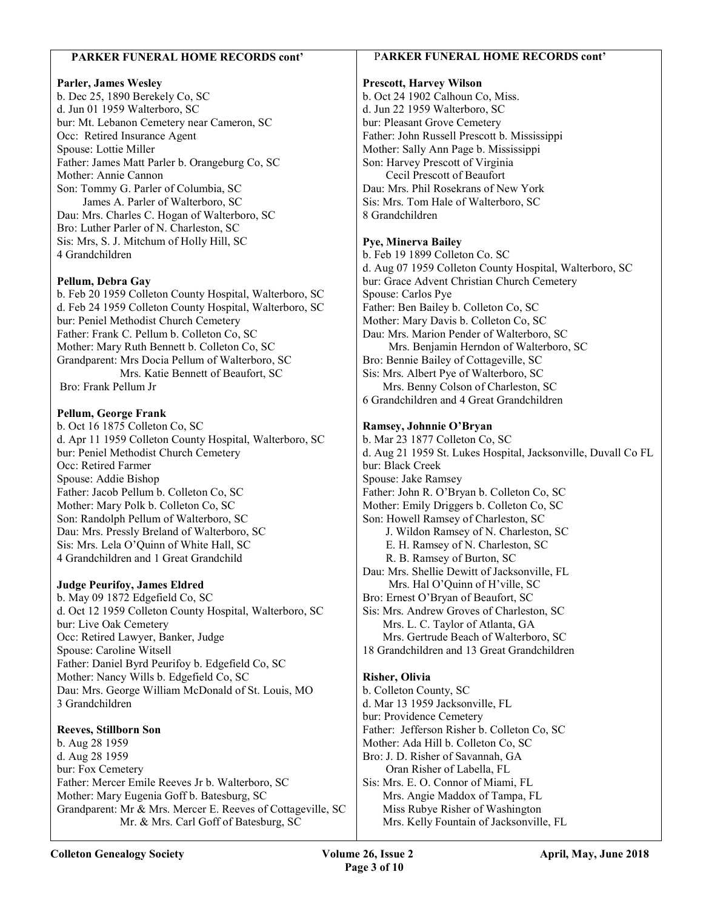## PARKER FUNERAL HOME RECORDS cont'

**Parler, James Wesley**
b. Dec 25, 1890 Berekely Co, SC
d. Jun 01 1959 Walterboro, SC
bur: Mt. Lebanon Cemetery near Cameron, SC
Occ: Retired Insurance Agent
Spouse: Lottie Miller
Father: James Matt Parler b. Orangeburg Co, SC
Mother: Annie Cannon
Son: Tommy G. Parler of Columbia, SC
James A. Parler of Walterboro, SC
Dau: Mrs. Charles C. Hogan of Walterboro, SC
Bro: Luther Parler of N. Charleston, SC
Sis: Mrs, S. J. Mitchum of Holly Hill, SC
4 Grandchildren

**Pellum, Debra Gay**
b. Feb 20 1959 Colleton County Hospital, Walterboro, SC
d. Feb 24 1959 Colleton County Hospital, Walterboro, SC
bur: Peniel Methodist Church Cemetery
Father: Frank C. Pellum b. Colleton Co, SC
Mother: Mary Ruth Bennett b. Colleton Co, SC
Grandparent: Mrs Docia Pellum of Walterboro, SC
Mrs. Katie Bennett of Beaufort, SC
Bro: Frank Pellum Jr

**Pellum, George Frank**
b. Oct 16 1875 Colleton Co, SC
d. Apr 11 1959 Colleton County Hospital, Walterboro, SC
bur: Peniel Methodist Church Cemetery
Occ: Retired Farmer
Spouse: Addie Bishop
Father: Jacob Pellum b. Colleton Co, SC
Mother: Mary Polk b. Colleton Co, SC
Son: Randolph Pellum of Walterboro, SC
Dau: Mrs. Pressly Breland of Walterboro, SC
Sis: Mrs. Lela O'Quinn of White Hall, SC
4 Grandchildren and 1 Great Grandchild

**Judge Peurifoy, James Eldred**
b. May 09 1872 Edgefield Co, SC
d. Oct 12 1959 Colleton County Hospital, Walterboro, SC
bur: Live Oak Cemetery
Occ: Retired Lawyer, Banker, Judge
Spouse: Caroline Witsell
Father: Daniel Byrd Peurifoy b. Edgefield Co, SC
Mother: Nancy Wills b. Edgefield Co, SC
Dau: Mrs. George William McDonald of St. Louis, MO
3 Grandchildren

**Reeves, Stillborn Son**
b. Aug 28 1959
d. Aug 28 1959
bur: Fox Cemetery
Father: Mercer Emile Reeves Jr b. Walterboro, SC
Mother: Mary Eugenia Goff b. Batesburg, SC
Grandparent: Mr & Mrs. Mercer E. Reeves of Cottageville, SC
Mr. & Mrs. Carl Goff of Batesburg, SC

## PARKER FUNERAL HOME RECORDS cont'

**Prescott, Harvey Wilson**
b. Oct 24 1902 Calhoun Co, Miss.
d. Jun 22 1959 Walterboro, SC
bur: Pleasant Grove Cemetery
Father: John Russell Prescott b. Mississippi
Mother: Sally Ann Page b. Mississippi
Son: Harvey Prescott of Virginia
Cecil Prescott of Beaufort
Dau: Mrs. Phil Rosekrans of New York
Sis: Mrs. Tom Hale of Walterboro, SC
8 Grandchildren

**Pye, Minerva Bailey**
b. Feb 19 1899 Colleton Co. SC
d. Aug 07 1959 Colleton County Hospital, Walterboro, SC
bur: Grace Advent Christian Church Cemetery
Spouse: Carlos Pye
Father: Ben Bailey b. Colleton Co, SC
Mother: Mary Davis b. Colleton Co, SC
Dau: Mrs. Marion Pender of Walterboro, SC
Mrs. Benjamin Herndon of Walterboro, SC
Bro: Bennie Bailey of Cottageville, SC
Sis: Mrs. Albert Pye of Walterboro, SC
Mrs. Benny Colson of Charleston, SC
6 Grandchildren and 4 Great Grandchildren

**Ramsey, Johnnie O'Bryan**
b. Mar 23 1877 Colleton Co, SC
d. Aug 21 1959 St. Lukes Hospital, Jacksonville, Duvall Co FL
bur: Black Creek
Spouse: Jake Ramsey
Father: John R. O'Bryan b. Colleton Co, SC
Mother: Emily Driggers b. Colleton Co, SC
Son: Howell Ramsey of Charleston, SC
J. Wildon Ramsey of N. Charleston, SC
E. H. Ramsey of N. Charleston, SC
R. B. Ramsey of Burton, SC
Dau: Mrs. Shellie Dewitt of Jacksonville, FL
Mrs. Hal O'Quinn of H'ville, SC
Bro: Ernest O'Bryan of Beaufort, SC
Sis: Mrs. Andrew Groves of Charleston, SC
Mrs. L. C. Taylor of Atlanta, GA
Mrs. Gertrude Beach of Walterboro, SC
18 Grandchildren and 13 Great Grandchildren

**Risher, Olivia**
b. Colleton County, SC
d. Mar 13 1959 Jacksonville, FL
bur: Providence Cemetery
Father: Jefferson Risher b. Colleton Co, SC
Mother: Ada Hill b. Colleton Co, SC
Bro: J. D. Risher of Savannah, GA
Oran Risher of Labella, FL
Sis: Mrs. E. O. Connor of Miami, FL
Mrs. Angie Maddox of Tampa, FL
Miss Rubye Risher of Washington
Mrs. Kelly Fountain of Jacksonville, FL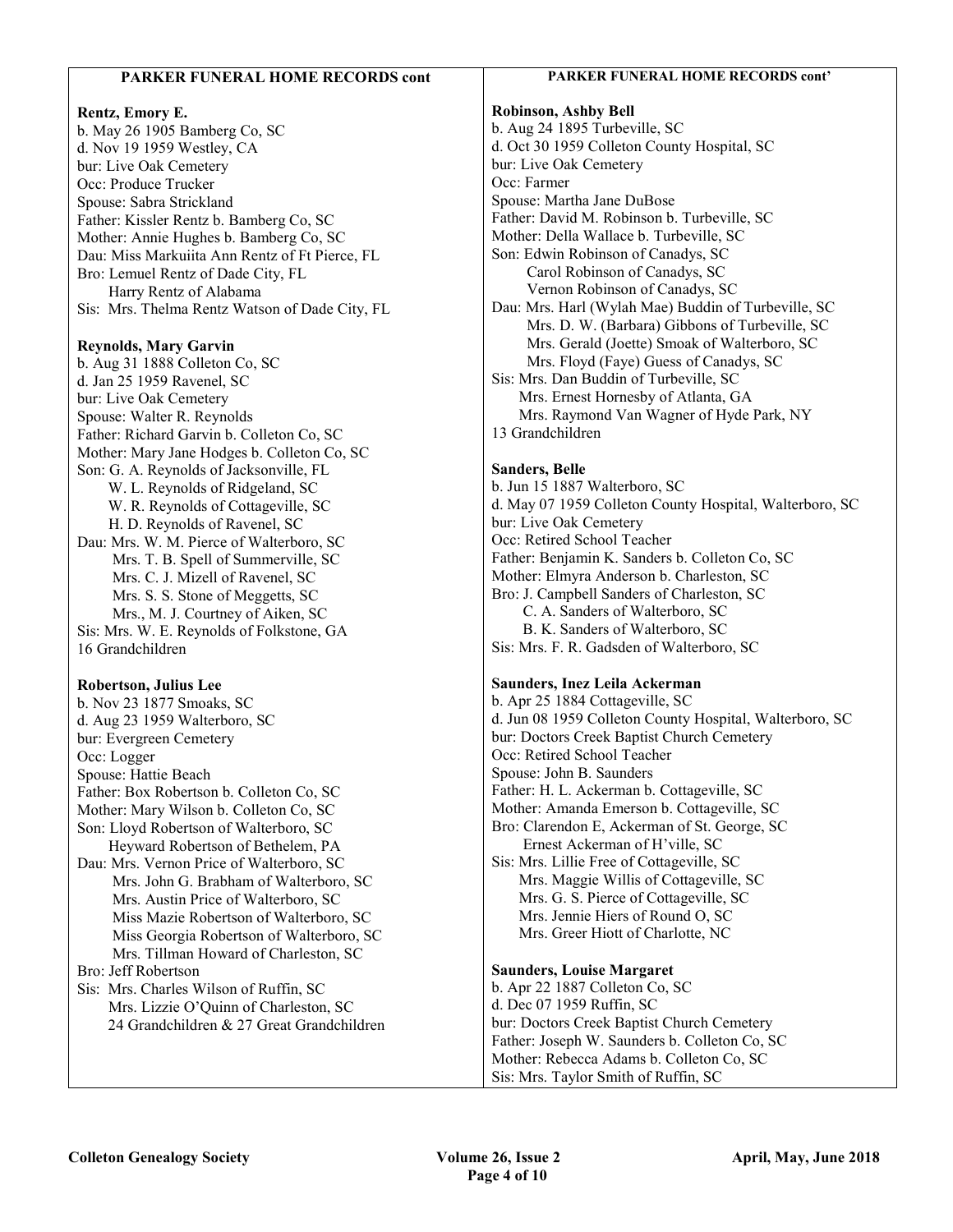## PARKER FUNERAL HOME RECORDS cont

**Rentz, Emory E.**
b. May 26 1905 Bamberg Co, SC
d. Nov 19 1959 Westley, CA
bur: Live Oak Cemetery
Occ: Produce Trucker
Spouse: Sabra Strickland
Father: Kissler Rentz b. Bamberg Co, SC
Mother: Annie Hughes b. Bamberg Co, SC
Dau: Miss Markuiita Ann Rentz of Ft Pierce, FL
Bro: Lemuel Rentz of Dade City, FL
Harry Rentz of Alabama
Sis: Mrs. Thelma Rentz Watson of Dade City, FL

**Reynolds, Mary Garvin**
b. Aug 31 1888 Colleton Co, SC
d. Jan 25 1959 Ravenel, SC
bur: Live Oak Cemetery
Spouse: Walter R. Reynolds
Father: Richard Garvin b. Colleton Co, SC
Mother: Mary Jane Hodges b. Colleton Co, SC
Son: G. A. Reynolds of Jacksonville, FL
W. L. Reynolds of Ridgeland, SC
W. R. Reynolds of Cottageville, SC
H. D. Reynolds of Ravenel, SC
Dau: Mrs. W. M. Pierce of Walterboro, SC
Mrs. T. B. Spell of Summerville, SC
Mrs. C. J. Mizell of Ravenel, SC
Mrs. S. S. Stone of Meggetts, SC
Mrs., M. J. Courtney of Aiken, SC
Sis: Mrs. W. E. Reynolds of Folkstone, GA
16 Grandchildren

**Robertson, Julius Lee**
b. Nov 23 1877 Smoaks, SC
d. Aug 23 1959 Walterboro, SC
bur: Evergreen Cemetery
Occ: Logger
Spouse: Hattie Beach
Father: Box Robertson b. Colleton Co, SC
Mother: Mary Wilson b. Colleton Co, SC
Son: Lloyd Robertson of Walterboro, SC
Heyward Robertson of Bethelem, PA
Dau: Mrs. Vernon Price of Walterboro, SC
Mrs. John G. Brabham of Walterboro, SC
Mrs. Austin Price of Walterboro, SC
Miss Mazie Robertson of Walterboro, SC
Miss Georgia Robertson of Walterboro, SC
Mrs. Tillman Howard of Charleston, SC
Bro: Jeff Robertson
Sis: Mrs. Charles Wilson of Ruffin, SC
Mrs. Lizzie O'Quinn of Charleston, SC
24 Grandchildren & 27 Great Grandchildren

## PARKER FUNERAL HOME RECORDS cont'

**Robinson, Ashby Bell**
b. Aug 24 1895 Turbeville, SC
d. Oct 30 1959 Colleton County Hospital, SC
bur: Live Oak Cemetery
Occ: Farmer
Spouse: Martha Jane DuBose
Father: David M. Robinson b. Turbeville, SC
Mother: Della Wallace b. Turbeville, SC
Son: Edwin Robinson of Canadys, SC
Carol Robinson of Canadys, SC
Vernon Robinson of Canadys, SC
Dau: Mrs. Harl (Wylah Mae) Buddin of Turbeville, SC
Mrs. D. W. (Barbara) Gibbons of Turbeville, SC
Mrs. Gerald (Joette) Smoak of Walterboro, SC
Mrs. Floyd (Faye) Guess of Canadys, SC
Sis: Mrs. Dan Buddin of Turbeville, SC
Mrs. Ernest Hornesby of Atlanta, GA
Mrs. Raymond Van Wagner of Hyde Park, NY
13 Grandchildren

**Sanders, Belle**
b. Jun 15 1887 Walterboro, SC
d. May 07 1959 Colleton County Hospital, Walterboro, SC
bur: Live Oak Cemetery
Occ: Retired School Teacher
Father: Benjamin K. Sanders b. Colleton Co, SC
Mother: Elmyra Anderson b. Charleston, SC
Bro: J. Campbell Sanders of Charleston, SC
C. A. Sanders of Walterboro, SC
B. K. Sanders of Walterboro, SC
Sis: Mrs. F. R. Gadsden of Walterboro, SC

**Saunders, Inez Leila Ackerman**
b. Apr 25 1884 Cottageville, SC
d. Jun 08 1959 Colleton County Hospital, Walterboro, SC
bur: Doctors Creek Baptist Church Cemetery
Occ: Retired School Teacher
Spouse: John B. Saunders
Father: H. L. Ackerman b. Cottageville, SC
Mother: Amanda Emerson b. Cottageville, SC
Bro: Clarendon E, Ackerman of St. George, SC
Ernest Ackerman of H'ville, SC
Sis: Mrs. Lillie Free of Cottageville, SC
Mrs. Maggie Willis of Cottageville, SC
Mrs. G. S. Pierce of Cottageville, SC
Mrs. Jennie Hiers of Round O, SC
Mrs. Greer Hiott of Charlotte, NC

**Saunders, Louise Margaret**
b. Apr 22 1887 Colleton Co, SC
d. Dec 07 1959 Ruffin, SC
bur: Doctors Creek Baptist Church Cemetery
Father: Joseph W. Saunders b. Colleton Co, SC
Mother: Rebecca Adams b. Colleton Co, SC
Sis: Mrs. Taylor Smith of Ruffin, SC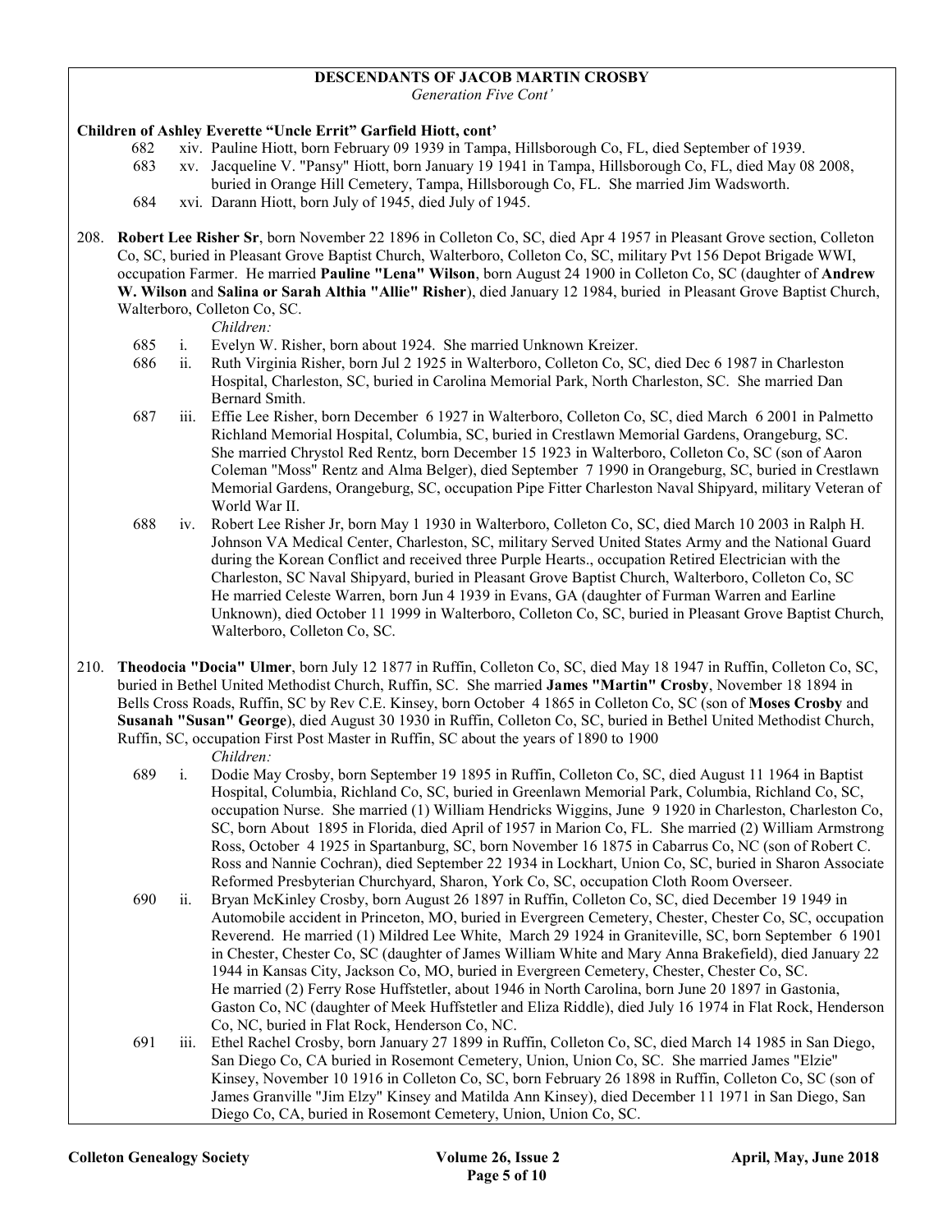## DESCENDANTS OF JACOB MARTIN CROSBY

*Generation Five Cont'*

**Children of Ashley Everette "Uncle Errit" Garfield Hiott, cont'**

682 xiv. Pauline Hiott, born February 09 1939 in Tampa, Hillsborough Co, FL, died September of 1939.

683 xv. Jacqueline V. "Pansy" Hiott, born January 19 1941 in Tampa, Hillsborough Co, FL, died May 08 2008, buried in Orange Hill Cemetery, Tampa, Hillsborough Co, FL. She married Jim Wadsworth.

684 xvi. Darann Hiott, born July of 1945, died July of 1945.

208. **Robert Lee Risher Sr**, born November 22 1896 in Colleton Co, SC, died Apr 4 1957 in Pleasant Grove section, Colleton Co, SC, buried in Pleasant Grove Baptist Church, Walterboro, Colleton Co, SC, military Pvt 156 Depot Brigade WWI, occupation Farmer. He married **Pauline "Lena" Wilson**, born August 24 1900 in Colleton Co, SC (daughter of **Andrew W. Wilson** and **Salina or Sarah Althia "Allie" Risher**), died January 12 1984, buried in Pleasant Grove Baptist Church, Walterboro, Colleton Co, SC.

*Children:*

685 i. Evelyn W. Risher, born about 1924. She married Unknown Kreizer.

686 ii. Ruth Virginia Risher, born Jul 2 1925 in Walterboro, Colleton Co, SC, died Dec 6 1987 in Charleston Hospital, Charleston, SC, buried in Carolina Memorial Park, North Charleston, SC. She married Dan Bernard Smith.

687 iii. Effie Lee Risher, born December 6 1927 in Walterboro, Colleton Co, SC, died March 6 2001 in Palmetto Richland Memorial Hospital, Columbia, SC, buried in Crestlawn Memorial Gardens, Orangeburg, SC. She married Chrystol Red Rentz, born December 15 1923 in Walterboro, Colleton Co, SC (son of Aaron Coleman "Moss" Rentz and Alma Belger), died September 7 1990 in Orangeburg, SC, buried in Crestlawn Memorial Gardens, Orangeburg, SC, occupation Pipe Fitter Charleston Naval Shipyard, military Veteran of World War II.

688 iv. Robert Lee Risher Jr, born May 1 1930 in Walterboro, Colleton Co, SC, died March 10 2003 in Ralph H. Johnson VA Medical Center, Charleston, SC, military Served United States Army and the National Guard during the Korean Conflict and received three Purple Hearts., occupation Retired Electrician with the Charleston, SC Naval Shipyard, buried in Pleasant Grove Baptist Church, Walterboro, Colleton Co, SC He married Celeste Warren, born Jun 4 1939 in Evans, GA (daughter of Furman Warren and Earline Unknown), died October 11 1999 in Walterboro, Colleton Co, SC, buried in Pleasant Grove Baptist Church, Walterboro, Colleton Co, SC.

210. **Theodocia "Docia" Ulmer**, born July 12 1877 in Ruffin, Colleton Co, SC, died May 18 1947 in Ruffin, Colleton Co, SC, buried in Bethel United Methodist Church, Ruffin, SC. She married **James "Martin" Crosby**, November 18 1894 in Bells Cross Roads, Ruffin, SC by Rev C.E. Kinsey, born October 4 1865 in Colleton Co, SC (son of **Moses Crosby** and **Susanah "Susan" George**), died August 30 1930 in Ruffin, Colleton Co, SC, buried in Bethel United Methodist Church, Ruffin, SC, occupation First Post Master in Ruffin, SC about the years of 1890 to 1900

*Children:*

689 i. Dodie May Crosby, born September 19 1895 in Ruffin, Colleton Co, SC, died August 11 1964 in Baptist Hospital, Columbia, Richland Co, SC, buried in Greenlawn Memorial Park, Columbia, Richland Co, SC, occupation Nurse. She married (1) William Hendricks Wiggins, June 9 1920 in Charleston, Charleston Co, SC, born About 1895 in Florida, died April of 1957 in Marion Co, FL. She married (2) William Armstrong Ross, October 4 1925 in Spartanburg, SC, born November 16 1875 in Cabarrus Co, NC (son of Robert C. Ross and Nannie Cochran), died September 22 1934 in Lockhart, Union Co, SC, buried in Sharon Associate Reformed Presbyterian Churchyard, Sharon, York Co, SC, occupation Cloth Room Overseer.

690 ii. Bryan McKinley Crosby, born August 26 1897 in Ruffin, Colleton Co, SC, died December 19 1949 in Automobile accident in Princeton, MO, buried in Evergreen Cemetery, Chester, Chester Co, SC, occupation Reverend. He married (1) Mildred Lee White, March 29 1924 in Graniteville, SC, born September 6 1901 in Chester, Chester Co, SC (daughter of James William White and Mary Anna Brakefield), died January 22 1944 in Kansas City, Jackson Co, MO, buried in Evergreen Cemetery, Chester, Chester Co, SC. He married (2) Ferry Rose Huffstetler, about 1946 in North Carolina, born June 20 1897 in Gastonia, Gaston Co, NC (daughter of Meek Huffstetler and Eliza Riddle), died July 16 1974 in Flat Rock, Henderson Co, NC, buried in Flat Rock, Henderson Co, NC.

691 iii. Ethel Rachel Crosby, born January 27 1899 in Ruffin, Colleton Co, SC, died March 14 1985 in San Diego, San Diego Co, CA buried in Rosemont Cemetery, Union, Union Co, SC. She married James "Elzie" Kinsey, November 10 1916 in Colleton Co, SC, born February 26 1898 in Ruffin, Colleton Co, SC (son of James Granville "Jim Elzy" Kinsey and Matilda Ann Kinsey), died December 11 1971 in San Diego, San Diego Co, CA, buried in Rosemont Cemetery, Union, Union Co, SC.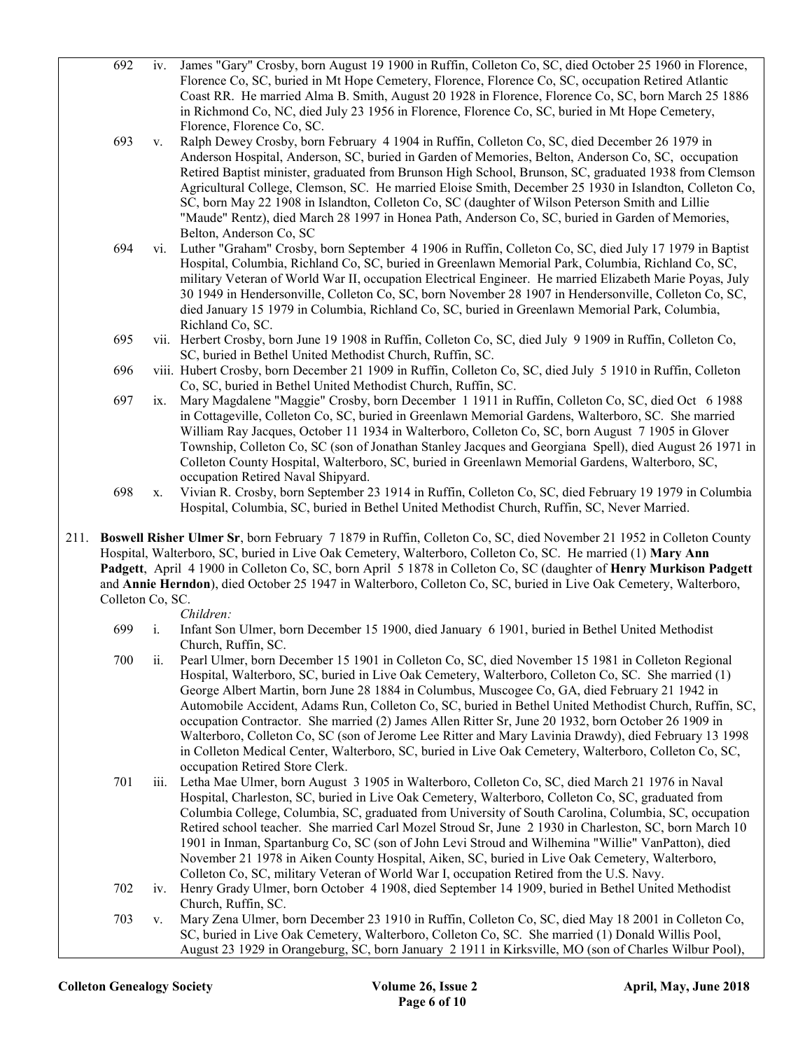692 iv. James "Gary" Crosby, born August 19 1900 in Ruffin, Colleton Co, SC, died October 25 1960 in Florence, Florence Co, SC, buried in Mt Hope Cemetery, Florence, Florence Co, SC, occupation Retired Atlantic Coast RR. He married Alma B. Smith, August 20 1928 in Florence, Florence Co, SC, born March 25 1886 in Richmond Co, NC, died July 23 1956 in Florence, Florence Co, SC, buried in Mt Hope Cemetery, Florence, Florence Co, SC.

693 v. Ralph Dewey Crosby, born February 4 1904 in Ruffin, Colleton Co, SC, died December 26 1979 in Anderson Hospital, Anderson, SC, buried in Garden of Memories, Belton, Anderson Co, SC, occupation Retired Baptist minister, graduated from Brunson High School, Brunson, SC, graduated 1938 from Clemson Agricultural College, Clemson, SC. He married Eloise Smith, December 25 1930 in Islandton, Colleton Co, SC, born May 22 1908 in Islandton, Colleton Co, SC (daughter of Wilson Peterson Smith and Lillie "Maude" Rentz), died March 28 1997 in Honea Path, Anderson Co, SC, buried in Garden of Memories, Belton, Anderson Co, SC

694 vi. Luther "Graham" Crosby, born September 4 1906 in Ruffin, Colleton Co, SC, died July 17 1979 in Baptist Hospital, Columbia, Richland Co, SC, buried in Greenlawn Memorial Park, Columbia, Richland Co, SC, military Veteran of World War II, occupation Electrical Engineer. He married Elizabeth Marie Poyas, July 30 1949 in Hendersonville, Colleton Co, SC, born November 28 1907 in Hendersonville, Colleton Co, SC, died January 15 1979 in Columbia, Richland Co, SC, buried in Greenlawn Memorial Park, Columbia, Richland Co, SC.

695 vii. Herbert Crosby, born June 19 1908 in Ruffin, Colleton Co, SC, died July 9 1909 in Ruffin, Colleton Co, SC, buried in Bethel United Methodist Church, Ruffin, SC.

696 viii. Hubert Crosby, born December 21 1909 in Ruffin, Colleton Co, SC, died July 5 1910 in Ruffin, Colleton Co, SC, buried in Bethel United Methodist Church, Ruffin, SC.

697 ix. Mary Magdalene "Maggie" Crosby, born December 1 1911 in Ruffin, Colleton Co, SC, died Oct 6 1988 in Cottageville, Colleton Co, SC, buried in Greenlawn Memorial Gardens, Walterboro, SC. She married William Ray Jacques, October 11 1934 in Walterboro, Colleton Co, SC, born August 7 1905 in Glover Township, Colleton Co, SC (son of Jonathan Stanley Jacques and Georgiana Spell), died August 26 1971 in Colleton County Hospital, Walterboro, SC, buried in Greenlawn Memorial Gardens, Walterboro, SC, occupation Retired Naval Shipyard.

698 x. Vivian R. Crosby, born September 23 1914 in Ruffin, Colleton Co, SC, died February 19 1979 in Columbia Hospital, Columbia, SC, buried in Bethel United Methodist Church, Ruffin, SC, Never Married.

211. **Boswell Risher Ulmer Sr**, born February 7 1879 in Ruffin, Colleton Co, SC, died November 21 1952 in Colleton County Hospital, Walterboro, SC, buried in Live Oak Cemetery, Walterboro, Colleton Co, SC. He married (1) **Mary Ann Padgett**, April 4 1900 in Colleton Co, SC, born April 5 1878 in Colleton Co, SC (daughter of **Henry Murkison Padgett** and **Annie Herndon**), died October 25 1947 in Walterboro, Colleton Co, SC, buried in Live Oak Cemetery, Walterboro, Colleton Co, SC.

*Children:*

699 i. Infant Son Ulmer, born December 15 1900, died January 6 1901, buried in Bethel United Methodist Church, Ruffin, SC.

700 ii. Pearl Ulmer, born December 15 1901 in Colleton Co, SC, died November 15 1981 in Colleton Regional Hospital, Walterboro, SC, buried in Live Oak Cemetery, Walterboro, Colleton Co, SC. She married (1) George Albert Martin, born June 28 1884 in Columbus, Muscogee Co, GA, died February 21 1942 in Automobile Accident, Adams Run, Colleton Co, SC, buried in Bethel United Methodist Church, Ruffin, SC, occupation Contractor. She married (2) James Allen Ritter Sr, June 20 1932, born October 26 1909 in Walterboro, Colleton Co, SC (son of Jerome Lee Ritter and Mary Lavinia Drawdy), died February 13 1998 in Colleton Medical Center, Walterboro, SC, buried in Live Oak Cemetery, Walterboro, Colleton Co, SC, occupation Retired Store Clerk.

701 iii. Letha Mae Ulmer, born August 3 1905 in Walterboro, Colleton Co, SC, died March 21 1976 in Naval Hospital, Charleston, SC, buried in Live Oak Cemetery, Walterboro, Colleton Co, SC, graduated from Columbia College, Columbia, SC, graduated from University of South Carolina, Columbia, SC, occupation Retired school teacher. She married Carl Mozel Stroud Sr, June 2 1930 in Charleston, SC, born March 10 1901 in Inman, Spartanburg Co, SC (son of John Levi Stroud and Wilhemina "Willie" VanPatton), died November 21 1978 in Aiken County Hospital, Aiken, SC, buried in Live Oak Cemetery, Walterboro, Colleton Co, SC, military Veteran of World War I, occupation Retired from the U.S. Navy.

702 iv. Henry Grady Ulmer, born October 4 1908, died September 14 1909, buried in Bethel United Methodist Church, Ruffin, SC.

703 v. Mary Zena Ulmer, born December 23 1910 in Ruffin, Colleton Co, SC, died May 18 2001 in Colleton Co, SC, buried in Live Oak Cemetery, Walterboro, Colleton Co, SC. She married (1) Donald Willis Pool, August 23 1929 in Orangeburg, SC, born January 2 1911 in Kirksville, MO (son of Charles Wilbur Pool),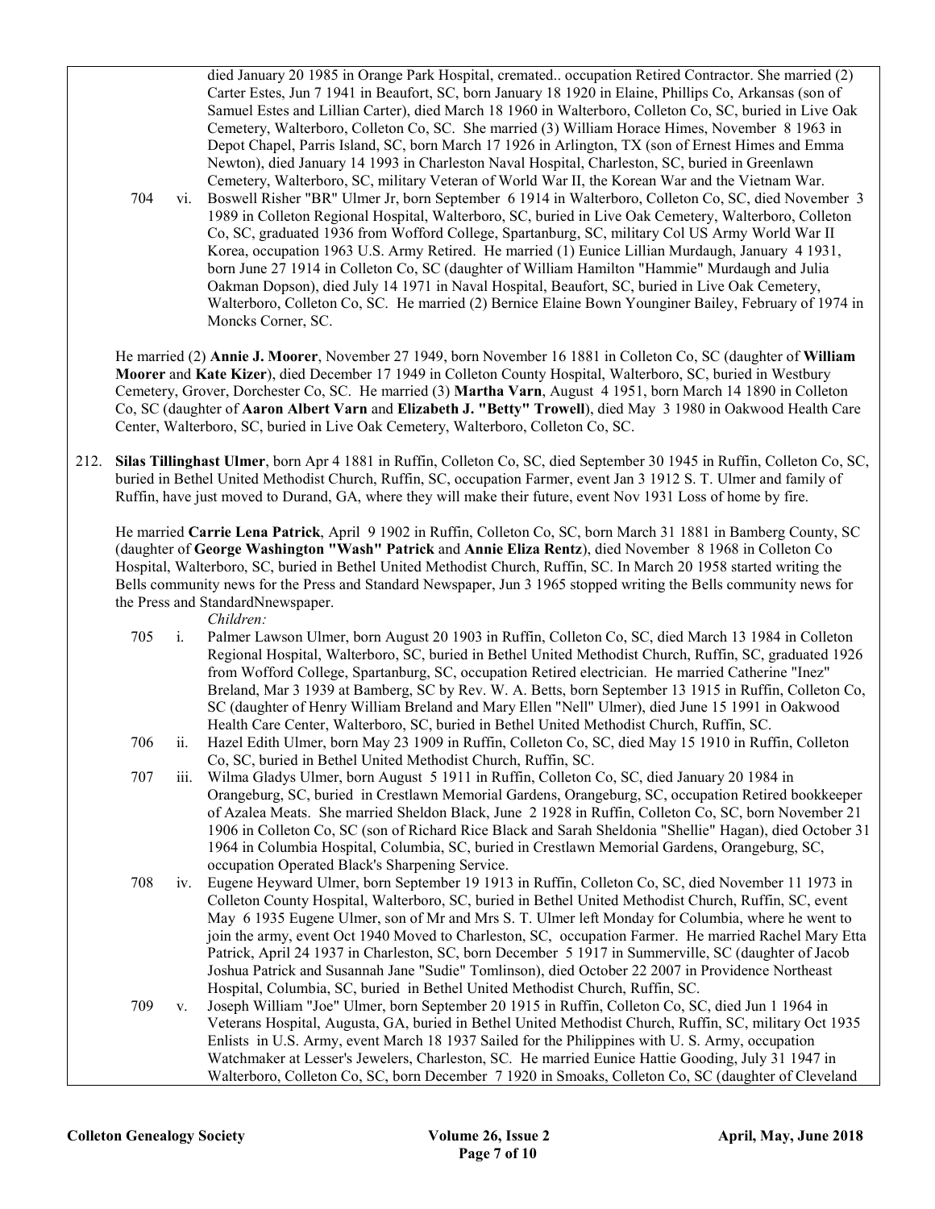died January 20 1985 in Orange Park Hospital, cremated.. occupation Retired Contractor. She married (2) Carter Estes, Jun 7 1941 in Beaufort, SC, born January 18 1920 in Elaine, Phillips Co, Arkansas (son of Samuel Estes and Lillian Carter), died March 18 1960 in Walterboro, Colleton Co, SC, buried in Live Oak Cemetery, Walterboro, Colleton Co, SC. She married (3) William Horace Himes, November 8 1963 in Depot Chapel, Parris Island, SC, born March 17 1926 in Arlington, TX (son of Ernest Himes and Emma Newton), died January 14 1993 in Charleston Naval Hospital, Charleston, SC, buried in Greenlawn Cemetery, Walterboro, SC, military Veteran of World War II, the Korean War and the Vietnam War.

704 vi. Boswell Risher "BR" Ulmer Jr, born September 6 1914 in Walterboro, Colleton Co, SC, died November 3 1989 in Colleton Regional Hospital, Walterboro, SC, buried in Live Oak Cemetery, Walterboro, Colleton Co, SC, graduated 1936 from Wofford College, Spartanburg, SC, military Col US Army World War II Korea, occupation 1963 U.S. Army Retired. He married (1) Eunice Lillian Murdaugh, January 4 1931, born June 27 1914 in Colleton Co, SC (daughter of William Hamilton "Hammie" Murdaugh and Julia Oakman Dopson), died July 14 1971 in Naval Hospital, Beaufort, SC, buried in Live Oak Cemetery, Walterboro, Colleton Co, SC. He married (2) Bernice Elaine Bown Younginer Bailey, February of 1974 in Moncks Corner, SC.

He married (2) **Annie J. Moorer**, November 27 1949, born November 16 1881 in Colleton Co, SC (daughter of **William Moorer** and **Kate Kizer**), died December 17 1949 in Colleton County Hospital, Walterboro, SC, buried in Westbury Cemetery, Grover, Dorchester Co, SC. He married (3) **Martha Varn**, August 4 1951, born March 14 1890 in Colleton Co, SC (daughter of **Aaron Albert Varn** and **Elizabeth J. "Betty" Trowell**), died May 3 1980 in Oakwood Health Care Center, Walterboro, SC, buried in Live Oak Cemetery, Walterboro, Colleton Co, SC.

212. **Silas Tillinghast Ulmer**, born Apr 4 1881 in Ruffin, Colleton Co, SC, died September 30 1945 in Ruffin, Colleton Co, SC, buried in Bethel United Methodist Church, Ruffin, SC, occupation Farmer, event Jan 3 1912 S. T. Ulmer and family of Ruffin, have just moved to Durand, GA, where they will make their future, event Nov 1931 Loss of home by fire.

He married **Carrie Lena Patrick**, April 9 1902 in Ruffin, Colleton Co, SC, born March 31 1881 in Bamberg County, SC (daughter of **George Washington "Wash" Patrick** and **Annie Eliza Rentz**), died November 8 1968 in Colleton Co Hospital, Walterboro, SC, buried in Bethel United Methodist Church, Ruffin, SC. In March 20 1958 started writing the Bells community news for the Press and Standard Newspaper, Jun 3 1965 stopped writing the Bells community news for the Press and StandardNnewspaper.

*Children:*

705 i. Palmer Lawson Ulmer, born August 20 1903 in Ruffin, Colleton Co, SC, died March 13 1984 in Colleton Regional Hospital, Walterboro, SC, buried in Bethel United Methodist Church, Ruffin, SC, graduated 1926 from Wofford College, Spartanburg, SC, occupation Retired electrician. He married Catherine "Inez" Breland, Mar 3 1939 at Bamberg, SC by Rev. W. A. Betts, born September 13 1915 in Ruffin, Colleton Co, SC (daughter of Henry William Breland and Mary Ellen "Nell" Ulmer), died June 15 1991 in Oakwood Health Care Center, Walterboro, SC, buried in Bethel United Methodist Church, Ruffin, SC.

706 ii. Hazel Edith Ulmer, born May 23 1909 in Ruffin, Colleton Co, SC, died May 15 1910 in Ruffin, Colleton Co, SC, buried in Bethel United Methodist Church, Ruffin, SC.

707 iii. Wilma Gladys Ulmer, born August 5 1911 in Ruffin, Colleton Co, SC, died January 20 1984 in Orangeburg, SC, buried in Crestlawn Memorial Gardens, Orangeburg, SC, occupation Retired bookkeeper of Azalea Meats. She married Sheldon Black, June 2 1928 in Ruffin, Colleton Co, SC, born November 21 1906 in Colleton Co, SC (son of Richard Rice Black and Sarah Sheldonia "Shellie" Hagan), died October 31 1964 in Columbia Hospital, Columbia, SC, buried in Crestlawn Memorial Gardens, Orangeburg, SC, occupation Operated Black's Sharpening Service.

708 iv. Eugene Heyward Ulmer, born September 19 1913 in Ruffin, Colleton Co, SC, died November 11 1973 in Colleton County Hospital, Walterboro, SC, buried in Bethel United Methodist Church, Ruffin, SC, event May 6 1935 Eugene Ulmer, son of Mr and Mrs S. T. Ulmer left Monday for Columbia, where he went to join the army, event Oct 1940 Moved to Charleston, SC, occupation Farmer. He married Rachel Mary Etta Patrick, April 24 1937 in Charleston, SC, born December 5 1917 in Summerville, SC (daughter of Jacob Joshua Patrick and Susannah Jane "Sudie" Tomlinson), died October 22 2007 in Providence Northeast Hospital, Columbia, SC, buried in Bethel United Methodist Church, Ruffin, SC.

709 v. Joseph William "Joe" Ulmer, born September 20 1915 in Ruffin, Colleton Co, SC, died Jun 1 1964 in Veterans Hospital, Augusta, GA, buried in Bethel United Methodist Church, Ruffin, SC, military Oct 1935 Enlists in U.S. Army, event March 18 1937 Sailed for the Philippines with U. S. Army, occupation Watchmaker at Lesser's Jewelers, Charleston, SC. He married Eunice Hattie Gooding, July 31 1947 in Walterboro, Colleton Co, SC, born December 7 1920 in Smoaks, Colleton Co, SC (daughter of Cleveland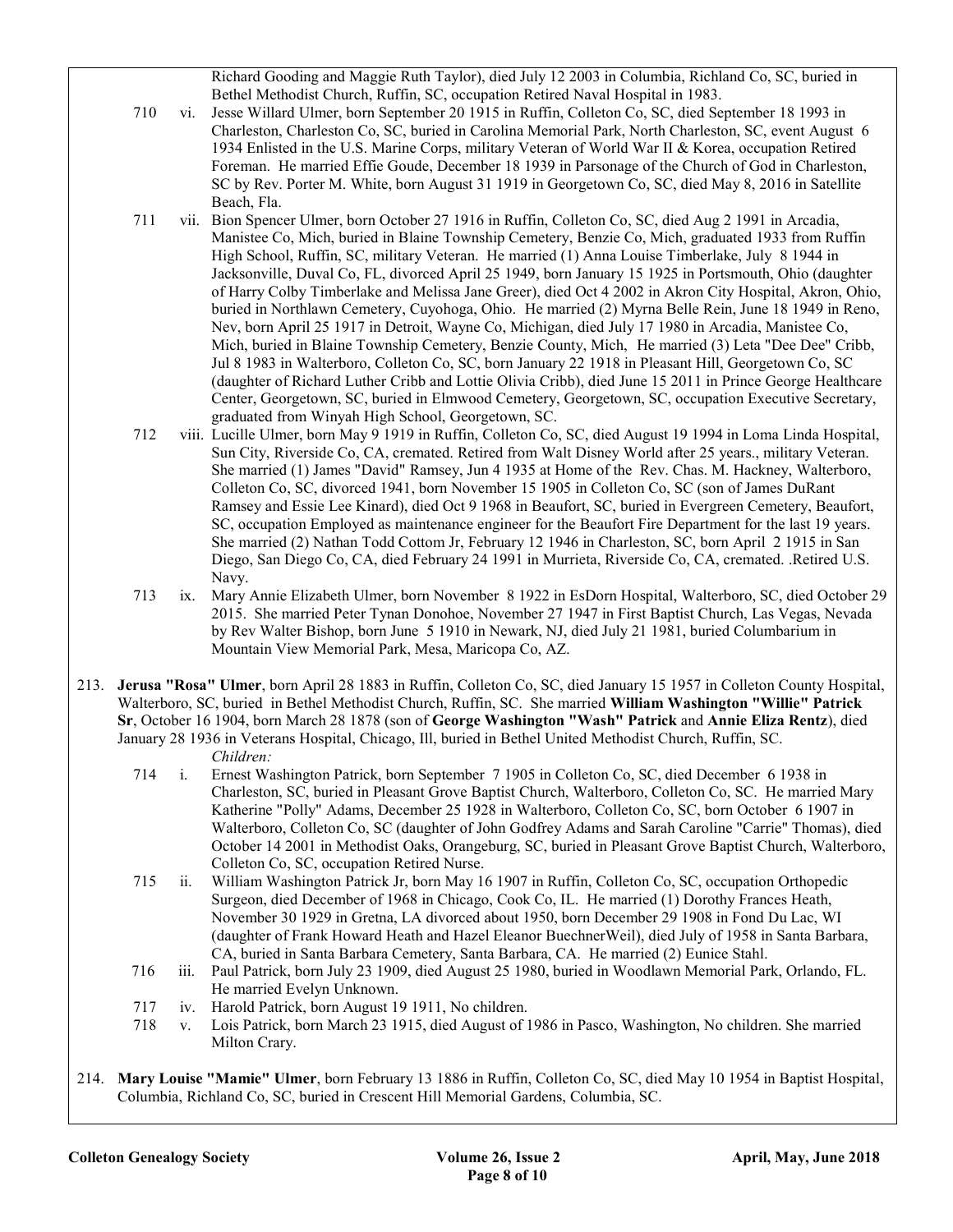Richard Gooding and Maggie Ruth Taylor), died July 12 2003 in Columbia, Richland Co, SC, buried in Bethel Methodist Church, Ruffin, SC, occupation Retired Naval Hospital in 1983.

710 vi. Jesse Willard Ulmer, born September 20 1915 in Ruffin, Colleton Co, SC, died September 18 1993 in Charleston, Charleston Co, SC, buried in Carolina Memorial Park, North Charleston, SC, event August 6 1934 Enlisted in the U.S. Marine Corps, military Veteran of World War II & Korea, occupation Retired Foreman. He married Effie Goude, December 18 1939 in Parsonage of the Church of God in Charleston, SC by Rev. Porter M. White, born August 31 1919 in Georgetown Co, SC, died May 8, 2016 in Satellite Beach, Fla.

711 vii. Bion Spencer Ulmer, born October 27 1916 in Ruffin, Colleton Co, SC, died Aug 2 1991 in Arcadia, Manistee Co, Mich, buried in Blaine Township Cemetery, Benzie Co, Mich, graduated 1933 from Ruffin High School, Ruffin, SC, military Veteran. He married (1) Anna Louise Timberlake, July 8 1944 in Jacksonville, Duval Co, FL, divorced April 25 1949, born January 15 1925 in Portsmouth, Ohio (daughter of Harry Colby Timberlake and Melissa Jane Greer), died Oct 4 2002 in Akron City Hospital, Akron, Ohio, buried in Northlawn Cemetery, Cuyohoga, Ohio. He married (2) Myrna Belle Rein, June 18 1949 in Reno, Nev, born April 25 1917 in Detroit, Wayne Co, Michigan, died July 17 1980 in Arcadia, Manistee Co, Mich, buried in Blaine Township Cemetery, Benzie County, Mich, He married (3) Leta "Dee Dee" Cribb, Jul 8 1983 in Walterboro, Colleton Co, SC, born January 22 1918 in Pleasant Hill, Georgetown Co, SC (daughter of Richard Luther Cribb and Lottie Olivia Cribb), died June 15 2011 in Prince George Healthcare Center, Georgetown, SC, buried in Elmwood Cemetery, Georgetown, SC, occupation Executive Secretary, graduated from Winyah High School, Georgetown, SC.

712 viii. Lucille Ulmer, born May 9 1919 in Ruffin, Colleton Co, SC, died August 19 1994 in Loma Linda Hospital, Sun City, Riverside Co, CA, cremated. Retired from Walt Disney World after 25 years., military Veteran. She married (1) James "David" Ramsey, Jun 4 1935 at Home of the Rev. Chas. M. Hackney, Walterboro, Colleton Co, SC, divorced 1941, born November 15 1905 in Colleton Co, SC (son of James DuRant Ramsey and Essie Lee Kinard), died Oct 9 1968 in Beaufort, SC, buried in Evergreen Cemetery, Beaufort, SC, occupation Employed as maintenance engineer for the Beaufort Fire Department for the last 19 years. She married (2) Nathan Todd Cottom Jr, February 12 1946 in Charleston, SC, born April 2 1915 in San Diego, San Diego Co, CA, died February 24 1991 in Murrieta, Riverside Co, CA, cremated. .Retired U.S. Navy.

713 ix. Mary Annie Elizabeth Ulmer, born November 8 1922 in EsDorn Hospital, Walterboro, SC, died October 29 2015. She married Peter Tynan Donohoe, November 27 1947 in First Baptist Church, Las Vegas, Nevada by Rev Walter Bishop, born June 5 1910 in Newark, NJ, died July 21 1981, buried Columbarium in Mountain View Memorial Park, Mesa, Maricopa Co, AZ.

213. **Jerusa "Rosa" Ulmer**, born April 28 1883 in Ruffin, Colleton Co, SC, died January 15 1957 in Colleton County Hospital, Walterboro, SC, buried in Bethel Methodist Church, Ruffin, SC. She married **William Washington "Willie" Patrick Sr**, October 16 1904, born March 28 1878 (son of **George Washington "Wash" Patrick** and **Annie Eliza Rentz**), died January 28 1936 in Veterans Hospital, Chicago, Ill, buried in Bethel United Methodist Church, Ruffin, SC.

*Children:*

714 i. Ernest Washington Patrick, born September 7 1905 in Colleton Co, SC, died December 6 1938 in Charleston, SC, buried in Pleasant Grove Baptist Church, Walterboro, Colleton Co, SC. He married Mary Katherine "Polly" Adams, December 25 1928 in Walterboro, Colleton Co, SC, born October 6 1907 in Walterboro, Colleton Co, SC (daughter of John Godfrey Adams and Sarah Caroline "Carrie" Thomas), died October 14 2001 in Methodist Oaks, Orangeburg, SC, buried in Pleasant Grove Baptist Church, Walterboro, Colleton Co, SC, occupation Retired Nurse.

715 ii. William Washington Patrick Jr, born May 16 1907 in Ruffin, Colleton Co, SC, occupation Orthopedic Surgeon, died December of 1968 in Chicago, Cook Co, IL. He married (1) Dorothy Frances Heath, November 30 1929 in Gretna, LA divorced about 1950, born December 29 1908 in Fond Du Lac, WI (daughter of Frank Howard Heath and Hazel Eleanor BuechnerWeil), died July of 1958 in Santa Barbara, CA, buried in Santa Barbara Cemetery, Santa Barbara, CA. He married (2) Eunice Stahl.

716 iii. Paul Patrick, born July 23 1909, died August 25 1980, buried in Woodlawn Memorial Park, Orlando, FL. He married Evelyn Unknown.

717 iv. Harold Patrick, born August 19 1911, No children.

718 v. Lois Patrick, born March 23 1915, died August of 1986 in Pasco, Washington, No children. She married Milton Crary.

214. **Mary Louise "Mamie" Ulmer**, born February 13 1886 in Ruffin, Colleton Co, SC, died May 10 1954 in Baptist Hospital, Columbia, Richland Co, SC, buried in Crescent Hill Memorial Gardens, Columbia, SC.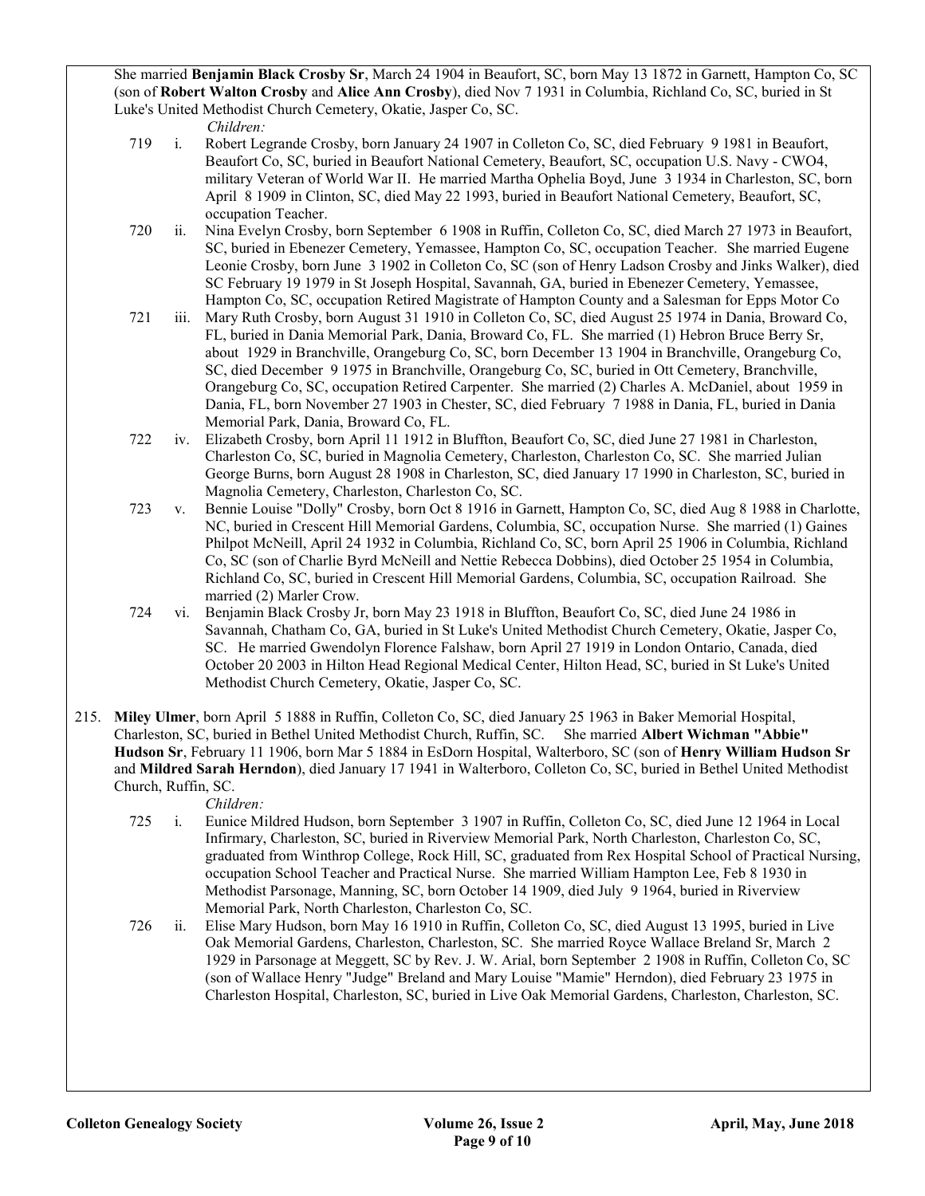She married **Benjamin Black Crosby Sr**, March 24 1904 in Beaufort, SC, born May 13 1872 in Garnett, Hampton Co, SC (son of **Robert Walton Crosby** and **Alice Ann Crosby**), died Nov 7 1931 in Columbia, Richland Co, SC, buried in St Luke's United Methodist Church Cemetery, Okatie, Jasper Co, SC.

*Children:*

- 719 i. Robert Legrande Crosby, born January 24 1907 in Colleton Co, SC, died February 9 1981 in Beaufort, Beaufort Co, SC, buried in Beaufort National Cemetery, Beaufort, SC, occupation U.S. Navy - CWO4, military Veteran of World War II. He married Martha Ophelia Boyd, June 3 1934 in Charleston, SC, born April 8 1909 in Clinton, SC, died May 22 1993, buried in Beaufort National Cemetery, Beaufort, SC, occupation Teacher.
- 720 ii. Nina Evelyn Crosby, born September 6 1908 in Ruffin, Colleton Co, SC, died March 27 1973 in Beaufort, SC, buried in Ebenezer Cemetery, Yemassee, Hampton Co, SC, occupation Teacher. She married Eugene Leonie Crosby, born June 3 1902 in Colleton Co, SC (son of Henry Ladson Crosby and Jinks Walker), died SC February 19 1979 in St Joseph Hospital, Savannah, GA, buried in Ebenezer Cemetery, Yemassee, Hampton Co, SC, occupation Retired Magistrate of Hampton County and a Salesman for Epps Motor Co
- 721 iii. Mary Ruth Crosby, born August 31 1910 in Colleton Co, SC, died August 25 1974 in Dania, Broward Co, FL, buried in Dania Memorial Park, Dania, Broward Co, FL. She married (1) Hebron Bruce Berry Sr, about 1929 in Branchville, Orangeburg Co, SC, born December 13 1904 in Branchville, Orangeburg Co, SC, died December 9 1975 in Branchville, Orangeburg Co, SC, buried in Ott Cemetery, Branchville, Orangeburg Co, SC, occupation Retired Carpenter. She married (2) Charles A. McDaniel, about 1959 in Dania, FL, born November 27 1903 in Chester, SC, died February 7 1988 in Dania, FL, buried in Dania Memorial Park, Dania, Broward Co, FL.
- 722 iv. Elizabeth Crosby, born April 11 1912 in Bluffton, Beaufort Co, SC, died June 27 1981 in Charleston, Charleston Co, SC, buried in Magnolia Cemetery, Charleston, Charleston Co, SC. She married Julian George Burns, born August 28 1908 in Charleston, SC, died January 17 1990 in Charleston, SC, buried in Magnolia Cemetery, Charleston, Charleston Co, SC.
- 723 v. Bennie Louise "Dolly" Crosby, born Oct 8 1916 in Garnett, Hampton Co, SC, died Aug 8 1988 in Charlotte, NC, buried in Crescent Hill Memorial Gardens, Columbia, SC, occupation Nurse. She married (1) Gaines Philpot McNeill, April 24 1932 in Columbia, Richland Co, SC, born April 25 1906 in Columbia, Richland Co, SC (son of Charlie Byrd McNeill and Nettie Rebecca Dobbins), died October 25 1954 in Columbia, Richland Co, SC, buried in Crescent Hill Memorial Gardens, Columbia, SC, occupation Railroad. She married (2) Marler Crow.
- 724 vi. Benjamin Black Crosby Jr, born May 23 1918 in Bluffton, Beaufort Co, SC, died June 24 1986 in Savannah, Chatham Co, GA, buried in St Luke's United Methodist Church Cemetery, Okatie, Jasper Co, SC. He married Gwendolyn Florence Falshaw, born April 27 1919 in London Ontario, Canada, died October 20 2003 in Hilton Head Regional Medical Center, Hilton Head, SC, buried in St Luke's United Methodist Church Cemetery, Okatie, Jasper Co, SC.

215. **Miley Ulmer**, born April 5 1888 in Ruffin, Colleton Co, SC, died January 25 1963 in Baker Memorial Hospital, Charleston, SC, buried in Bethel United Methodist Church, Ruffin, SC. She married **Albert Wichman "Abbie" Hudson Sr**, February 11 1906, born Mar 5 1884 in EsDorn Hospital, Walterboro, SC (son of **Henry William Hudson Sr** and **Mildred Sarah Herndon**), died January 17 1941 in Walterboro, Colleton Co, SC, buried in Bethel United Methodist Church, Ruffin, SC.

*Children:*

- 725 i. Eunice Mildred Hudson, born September 3 1907 in Ruffin, Colleton Co, SC, died June 12 1964 in Local Infirmary, Charleston, SC, buried in Riverview Memorial Park, North Charleston, Charleston Co, SC, graduated from Winthrop College, Rock Hill, SC, graduated from Rex Hospital School of Practical Nursing, occupation School Teacher and Practical Nurse. She married William Hampton Lee, Feb 8 1930 in Methodist Parsonage, Manning, SC, born October 14 1909, died July 9 1964, buried in Riverview Memorial Park, North Charleston, Charleston Co, SC.
- 726 ii. Elise Mary Hudson, born May 16 1910 in Ruffin, Colleton Co, SC, died August 13 1995, buried in Live Oak Memorial Gardens, Charleston, Charleston, SC. She married Royce Wallace Breland Sr, March 2 1929 in Parsonage at Meggett, SC by Rev. J. W. Arial, born September 2 1908 in Ruffin, Colleton Co, SC (son of Wallace Henry "Judge" Breland and Mary Louise "Mamie" Herndon), died February 23 1975 in Charleston Hospital, Charleston, SC, buried in Live Oak Memorial Gardens, Charleston, Charleston, SC.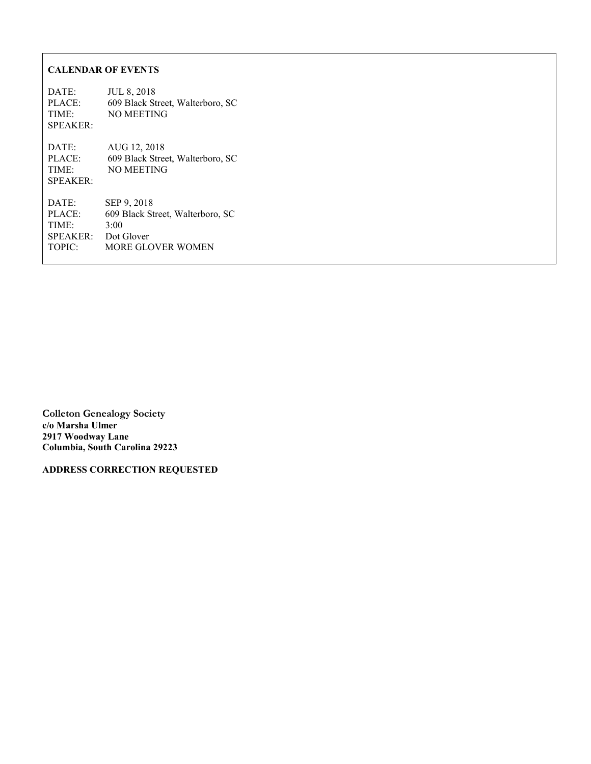**CALENDAR OF EVENTS**

DATE: JUL 8, 2018
PLACE: 609 Black Street, Walterboro, SC
TIME: NO MEETING
SPEAKER:

DATE: AUG 12, 2018
PLACE: 609 Black Street, Walterboro, SC
TIME: NO MEETING
SPEAKER:

DATE: SEP 9, 2018
PLACE: 609 Black Street, Walterboro, SC
TIME: 3:00
SPEAKER: Dot Glover
TOPIC: MORE GLOVER WOMEN

**Colleton Genealogy Society**
**c/o Marsha Ulmer**
**2917 Woodway Lane**
**Columbia, South Carolina 29223**

**ADDRESS CORRECTION REQUESTED**